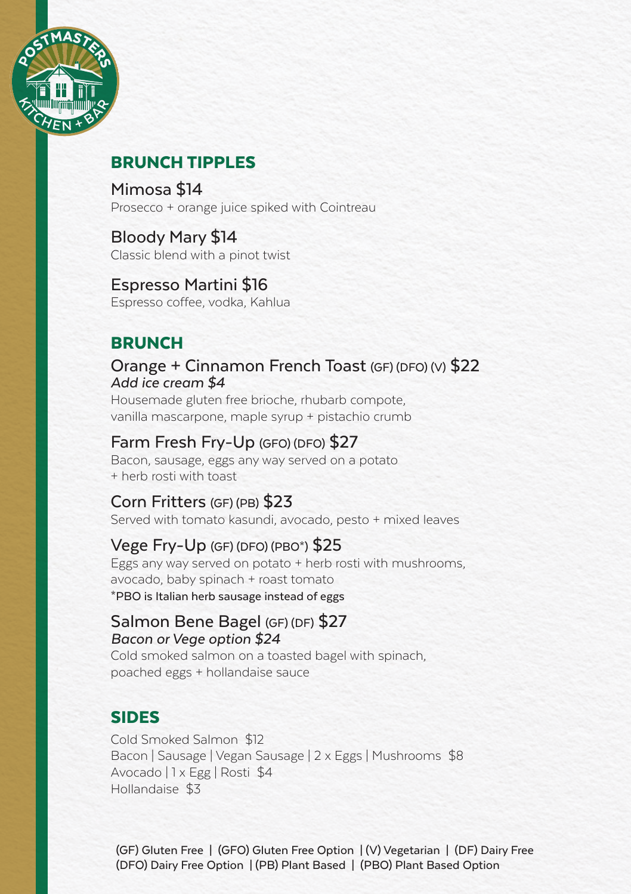## BRUNCH TIPPLES

### Mimosa $14
Prosecco + orange juice spiked with Cointreau

### Bloody Mary $14
Classic blend with a pinot twist

### Espresso Martini $16
Espresso coffee, vodka, Kahlua

## BRUNCH

### Orange + Cinnamon French Toast (GF) (DFO) (V) $22
*Add ice cream $4*

Housemade gluten free brioche, rhubarb compote, vanilla mascarpone, maple syrup + pistachio crumb

### Farm Fresh Fry-Up (GFO) (DFO) $27
Bacon, sausage, eggs any way served on a potato + herb rosti with toast

### Corn Fritters (GF) (PB) $23
Served with tomato kasundi, avocado, pesto + mixed leaves

### Vege Fry-Up (GF) (DFO) (PBO*) $25
Eggs any way served on potato + herb rosti with mushrooms, avocado, baby spinach + roast tomato

*PBO is Italian herb sausage instead of eggs

### Salmon Bene Bagel (GF) (DF) $27
*Bacon or Vege option $24*

Cold smoked salmon on a toasted bagel with spinach, poached eggs + hollandaise sauce

## SIDES

Cold Smoked Salmon $12
Bacon | Sausage | Vegan Sausage | 2 x Eggs | Mushrooms $8
Avocado | 1 x Egg | Rosti $4
Hollandaise $3

(GF) Gluten Free | (GFO) Gluten Free Option | (V) Vegetarian | (DF) Dairy Free
(DFO) Dairy Free Option | (PB) Plant Based | (PBO) Plant Based Option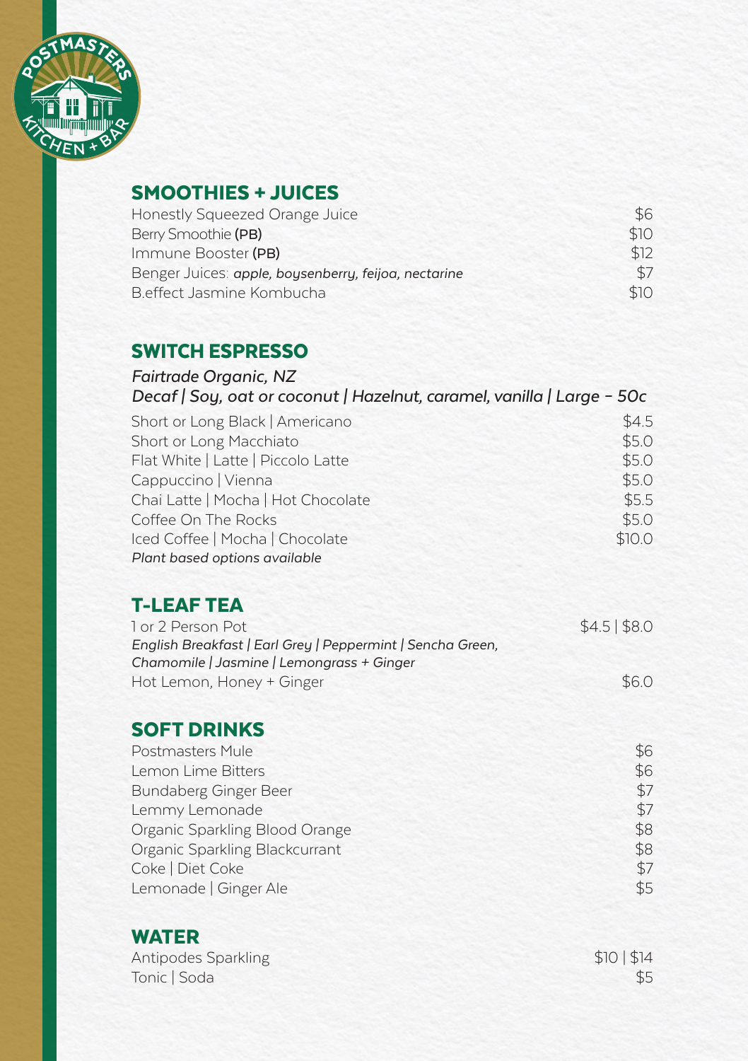## SMOOTHIES + JUICES

| | |
|---|---|
| Honestly Squeezed Orange Juice | $6 |
| Berry Smoothie **(PB)** | $10 |
| Immune Booster **(PB)** | $12 |
| Benger Juices: ***apple, boysenberry, feijoa, nectarine*** | $7 |
| B.effect Jasmine Kombucha | $10 |

## SWITCH ESPRESSO

*Fairtrade Organic, NZ*
*Decaf | Soy, oat or coconut | Hazelnut, caramel, vanilla | Large – 50c*

| | |
|---|---|
| Short or Long Black \| Americano | $4.5 |
| Short or Long Macchiato | $5.0 |
| Flat White \| Latte \| Piccolo Latte | $5.0 |
| Cappuccino \| Vienna | $5.0 |
| Chai Latte \| Mocha \| Hot Chocolate | $5.5 |
| Coffee On The Rocks | $5.0 |
| Iced Coffee \| Mocha \| Chocolate | $10.0 |

*Plant based options available*

## T-LEAF TEA

| | |
|---|---|
| 1 or 2 Person Pot | $4.5 \| $8.0 |

*English Breakfast | Earl Grey | Peppermint | Sencha Green,*
*Chamomile | Jasmine | Lemongrass + Ginger*

| | |
|---|---|
| Hot Lemon, Honey + Ginger | $6.0 |

## SOFT DRINKS

| | |
|---|---|
| Postmasters Mule | $6 |
| Lemon Lime Bitters | $6 |
| Bundaberg Ginger Beer | $7 |
| Lemmy Lemonade | $7 |
| Organic Sparkling Blood Orange | $8 |
| Organic Sparkling Blackcurrant | $8 |
| Coke \| Diet Coke | $7 |
| Lemonade \| Ginger Ale | $5 |

## WATER

| | |
|---|---|
| Antipodes Sparkling | $10 \| $14 |
| Tonic \| Soda | $5 |